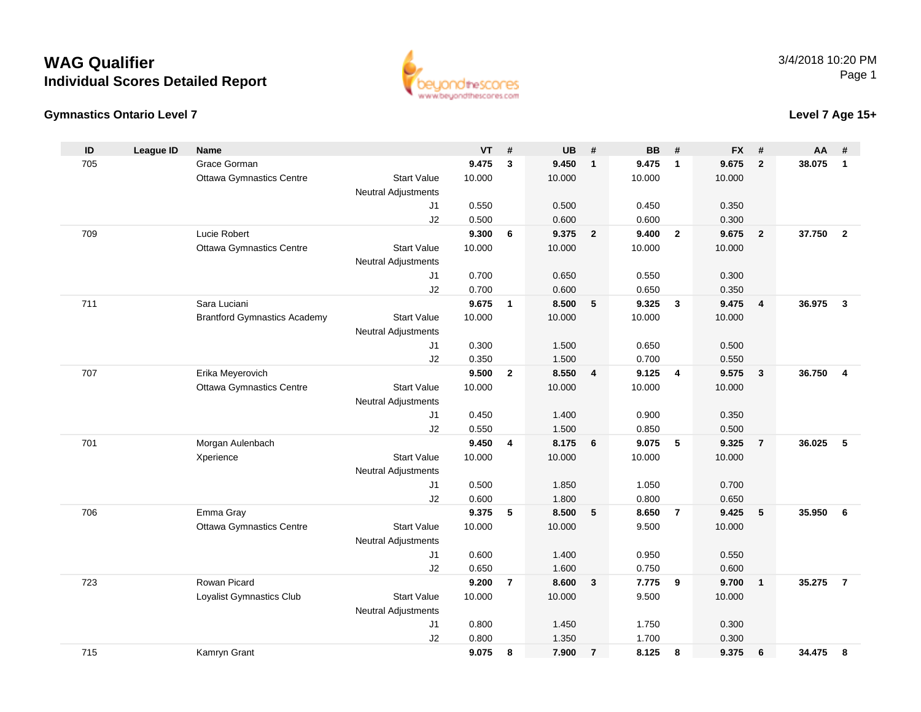# WAG Qualifier

## Individual Scores Detailed Report

3/4/2018 10:20 PM

### Gymnastics Ontario Level 7

### Level 7 Age 15+

| ID | League ID | Name | | VT | # | UB | # | BB | # | FX | # | AA | # |
|---|---|---|---|---|---|---|---|---|---|---|---|---|---|
| 705 | | Grace Gorman | | **9.475** | **3** | **9.450** | **1** | **9.475** | **1** | **9.675** | **2** | **38.075** | **1** |
| | | Ottawa Gymnastics Centre | Start Value | 10.000 | | 10.000 | | 10.000 | | 10.000 | | | |
| | | | Neutral Adjustments | | | | | | | | | | |
| | | | J1 | 0.550 | | 0.500 | | 0.450 | | 0.350 | | | |
| | | | J2 | 0.500 | | 0.600 | | 0.600 | | 0.300 | | | |
| 709 | | Lucie Robert | | **9.300** | **6** | **9.375** | **2** | **9.400** | **2** | **9.675** | **2** | **37.750** | **2** |
| | | Ottawa Gymnastics Centre | Start Value | 10.000 | | 10.000 | | 10.000 | | 10.000 | | | |
| | | | Neutral Adjustments | | | | | | | | | | |
| | | | J1 | 0.700 | | 0.650 | | 0.550 | | 0.300 | | | |
| | | | J2 | 0.700 | | 0.600 | | 0.650 | | 0.350 | | | |
| 711 | | Sara Luciani | | **9.675** | **1** | **8.500** | **5** | **9.325** | **3** | **9.475** | **4** | **36.975** | **3** |
| | | Brantford Gymnastics Academy | Start Value | 10.000 | | 10.000 | | 10.000 | | 10.000 | | | |
| | | | Neutral Adjustments | | | | | | | | | | |
| | | | J1 | 0.300 | | 1.500 | | 0.650 | | 0.500 | | | |
| | | | J2 | 0.350 | | 1.500 | | 0.700 | | 0.550 | | | |
| 707 | | Erika Meyerovich | | **9.500** | **2** | **8.550** | **4** | **9.125** | **4** | **9.575** | **3** | **36.750** | **4** |
| | | Ottawa Gymnastics Centre | Start Value | 10.000 | | 10.000 | | 10.000 | | 10.000 | | | |
| | | | Neutral Adjustments | | | | | | | | | | |
| | | | J1 | 0.450 | | 1.400 | | 0.900 | | 0.350 | | | |
| | | | J2 | 0.550 | | 1.500 | | 0.850 | | 0.500 | | | |
| 701 | | Morgan Aulenbach | | **9.450** | **4** | **8.175** | **6** | **9.075** | **5** | **9.325** | **7** | **36.025** | **5** |
| | | Xperience | Start Value | 10.000 | | 10.000 | | 10.000 | | 10.000 | | | |
| | | | Neutral Adjustments | | | | | | | | | | |
| | | | J1 | 0.500 | | 1.850 | | 1.050 | | 0.700 | | | |
| | | | J2 | 0.600 | | 1.800 | | 0.800 | | 0.650 | | | |
| 706 | | Emma Gray | | **9.375** | **5** | **8.500** | **5** | **8.650** | **7** | **9.425** | **5** | **35.950** | **6** |
| | | Ottawa Gymnastics Centre | Start Value | 10.000 | | 10.000 | | 9.500 | | 10.000 | | | |
| | | | Neutral Adjustments | | | | | | | | | | |
| | | | J1 | 0.600 | | 1.400 | | 0.950 | | 0.550 | | | |
| | | | J2 | 0.650 | | 1.600 | | 0.750 | | 0.600 | | | |
| 723 | | Rowan Picard | | **9.200** | **7** | **8.600** | **3** | **7.775** | **9** | **9.700** | **1** | **35.275** | **7** |
| | | Loyalist Gymnastics Club | Start Value | 10.000 | | 10.000 | | 9.500 | | 10.000 | | | |
| | | | Neutral Adjustments | | | | | | | | | | |
| | | | J1 | 0.800 | | 1.450 | | 1.750 | | 0.300 | | | |
| | | | J2 | 0.800 | | 1.350 | | 1.700 | | 0.300 | | | |
| 715 | | Kamryn Grant | | **9.075** | **8** | **7.900** | **7** | **8.125** | **8** | **9.375** | **6** | **34.475** | **8** |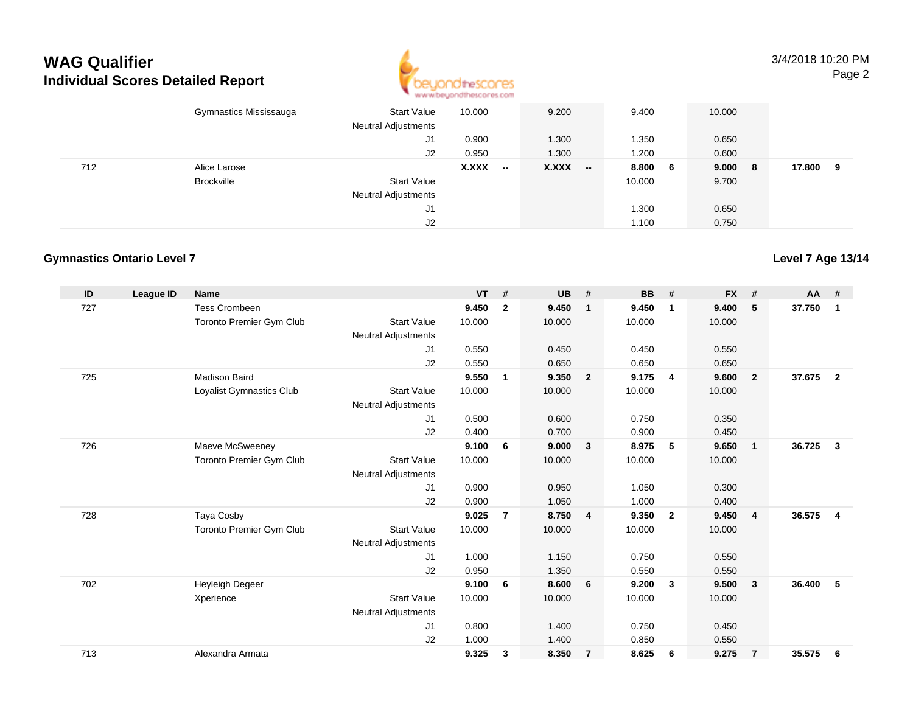# WAG Qualifier
## Individual Scores Detailed Report

| ID | League ID | Name | | VT | # | UB | # | BB | # | FX | # | AA | # |
|---|---|---|---|---|---|---|---|---|---|---|---|---|---|
| | | Gymnastics Mississauga | Start Value | 10.000 | | 9.200 | | 9.400 | | 10.000 | | | |
| | | | Neutral Adjustments | | | | | | | | | | |
| | | | J1 | 0.900 | | 1.300 | | 1.350 | | 0.650 | | | |
| | | | J2 | 0.950 | | 1.300 | | 1.200 | | 0.600 | | | |
| 712 | | Alice Larose | | **X.XXX** | **--** | **X.XXX** | **--** | **8.800** | **6** | **9.000** | **8** | **17.800** | **9** |
| | | Brockville | Start Value | | | | | 10.000 | | 9.700 | | | |
| | | | Neutral Adjustments | | | | | | | | | | |
| | | | J1 | | | | | 1.300 | | 0.650 | | | |
| | | | J2 | | | | | 1.100 | | 0.750 | | | |

### Gymnastics Ontario Level 7

**Level 7 Age 13/14**

| ID | League ID | Name | | VT | # | UB | # | BB | # | FX | # | AA | # |
|---|---|---|---|---|---|---|---|---|---|---|---|---|---|
| 727 | | Tess Crombeen | | **9.450** | **2** | **9.450** | **1** | **9.450** | **1** | **9.400** | **5** | **37.750** | **1** |
| | | Toronto Premier Gym Club | Start Value | 10.000 | | 10.000 | | 10.000 | | 10.000 | | | |
| | | | Neutral Adjustments | | | | | | | | | | |
| | | | J1 | 0.550 | | 0.450 | | 0.450 | | 0.550 | | | |
| | | | J2 | 0.550 | | 0.650 | | 0.650 | | 0.650 | | | |
| 725 | | Madison Baird | | **9.550** | **1** | **9.350** | **2** | **9.175** | **4** | **9.600** | **2** | **37.675** | **2** |
| | | Loyalist Gymnastics Club | Start Value | 10.000 | | 10.000 | | 10.000 | | 10.000 | | | |
| | | | Neutral Adjustments | | | | | | | | | | |
| | | | J1 | 0.500 | | 0.600 | | 0.750 | | 0.350 | | | |
| | | | J2 | 0.400 | | 0.700 | | 0.900 | | 0.450 | | | |
| 726 | | Maeve McSweeney | | **9.100** | **6** | **9.000** | **3** | **8.975** | **5** | **9.650** | **1** | **36.725** | **3** |
| | | Toronto Premier Gym Club | Start Value | 10.000 | | 10.000 | | 10.000 | | 10.000 | | | |
| | | | Neutral Adjustments | | | | | | | | | | |
| | | | J1 | 0.900 | | 0.950 | | 1.050 | | 0.300 | | | |
| | | | J2 | 0.900 | | 1.050 | | 1.000 | | 0.400 | | | |
| 728 | | Taya Cosby | | **9.025** | **7** | **8.750** | **4** | **9.350** | **2** | **9.450** | **4** | **36.575** | **4** |
| | | Toronto Premier Gym Club | Start Value | 10.000 | | 10.000 | | 10.000 | | 10.000 | | | |
| | | | Neutral Adjustments | | | | | | | | | | |
| | | | J1 | 1.000 | | 1.150 | | 0.750 | | 0.550 | | | |
| | | | J2 | 0.950 | | 1.350 | | 0.550 | | 0.550 | | | |
| 702 | | Heyleigh Degeer | | **9.100** | **6** | **8.600** | **6** | **9.200** | **3** | **9.500** | **3** | **36.400** | **5** |
| | | Xperience | Start Value | 10.000 | | 10.000 | | 10.000 | | 10.000 | | | |
| | | | Neutral Adjustments | | | | | | | | | | |
| | | | J1 | 0.800 | | 1.400 | | 0.750 | | 0.450 | | | |
| | | | J2 | 1.000 | | 1.400 | | 0.850 | | 0.550 | | | |
| 713 | | Alexandra Armata | | **9.325** | **3** | **8.350** | **7** | **8.625** | **6** | **9.275** | **7** | **35.575** | **6** |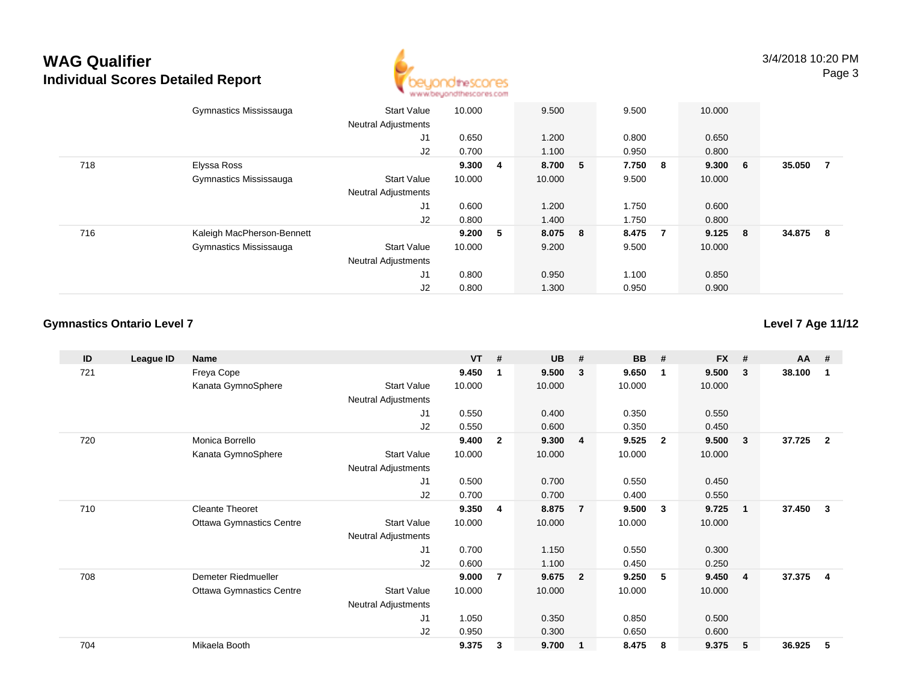# WAG Qualifier
## Individual Scores Detailed Report

| ID | League ID | Name | | VT | # | UB | # | BB | # | FX | # | AA | # |
|---|---|---|---|---|---|---|---|---|---|---|---|---|---|
| | | Gymnastics Mississauga | Start Value | 10.000 | | 9.500 | | 9.500 | | 10.000 | | | |
| | | | Neutral Adjustments | | | | | | | | | | |
| | | | J1 | 0.650 | | 1.200 | | 0.800 | | 0.650 | | | |
| | | | J2 | 0.700 | | 1.100 | | 0.950 | | 0.800 | | | |
| 718 | | Elyssa Ross | | **9.300** | **4** | **8.700** | **5** | **7.750** | **8** | **9.300** | **6** | **35.050** | **7** |
| | | Gymnastics Mississauga | Start Value | 10.000 | | 10.000 | | 9.500 | | 10.000 | | | |
| | | | Neutral Adjustments | | | | | | | | | | |
| | | | J1 | 0.600 | | 1.200 | | 1.750 | | 0.600 | | | |
| | | | J2 | 0.800 | | 1.400 | | 1.750 | | 0.800 | | | |
| 716 | | Kaleigh MacPherson-Bennett | | **9.200** | **5** | **8.075** | **8** | **8.475** | **7** | **9.125** | **8** | **34.875** | **8** |
| | | Gymnastics Mississauga | Start Value | 10.000 | | 9.200 | | 9.500 | | 10.000 | | | |
| | | | Neutral Adjustments | | | | | | | | | | |
| | | | J1 | 0.800 | | 0.950 | | 1.100 | | 0.850 | | | |
| | | | J2 | 0.800 | | 1.300 | | 0.950 | | 0.900 | | | |

### Gymnastics Ontario Level 7

**Level 7 Age 11/12**

| ID | League ID | Name | | VT | # | UB | # | BB | # | FX | # | AA | # |
|---|---|---|---|---|---|---|---|---|---|---|---|---|---|
| 721 | | Freya Cope | | **9.450** | **1** | **9.500** | **3** | **9.650** | **1** | **9.500** | **3** | **38.100** | **1** |
| | | Kanata GymnoSphere | Start Value | 10.000 | | 10.000 | | 10.000 | | 10.000 | | | |
| | | | Neutral Adjustments | | | | | | | | | | |
| | | | J1 | 0.550 | | 0.400 | | 0.350 | | 0.550 | | | |
| | | | J2 | 0.550 | | 0.600 | | 0.350 | | 0.450 | | | |
| 720 | | Monica Borrello | | **9.400** | **2** | **9.300** | **4** | **9.525** | **2** | **9.500** | **3** | **37.725** | **2** |
| | | Kanata GymnoSphere | Start Value | 10.000 | | 10.000 | | 10.000 | | 10.000 | | | |
| | | | Neutral Adjustments | | | | | | | | | | |
| | | | J1 | 0.500 | | 0.700 | | 0.550 | | 0.450 | | | |
| | | | J2 | 0.700 | | 0.700 | | 0.400 | | 0.550 | | | |
| 710 | | Cleante Theoret | | **9.350** | **4** | **8.875** | **7** | **9.500** | **3** | **9.725** | **1** | **37.450** | **3** |
| | | Ottawa Gymnastics Centre | Start Value | 10.000 | | 10.000 | | 10.000 | | 10.000 | | | |
| | | | Neutral Adjustments | | | | | | | | | | |
| | | | J1 | 0.700 | | 1.150 | | 0.550 | | 0.300 | | | |
| | | | J2 | 0.600 | | 1.100 | | 0.450 | | 0.250 | | | |
| 708 | | Demeter Riedmueller | | **9.000** | **7** | **9.675** | **2** | **9.250** | **5** | **9.450** | **4** | **37.375** | **4** |
| | | Ottawa Gymnastics Centre | Start Value | 10.000 | | 10.000 | | 10.000 | | 10.000 | | | |
| | | | Neutral Adjustments | | | | | | | | | | |
| | | | J1 | 1.050 | | 0.350 | | 0.850 | | 0.500 | | | |
| | | | J2 | 0.950 | | 0.300 | | 0.650 | | 0.600 | | | |
| 704 | | Mikaela Booth | | **9.375** | **3** | **9.700** | **1** | **8.475** | **8** | **9.375** | **5** | **36.925** | **5** |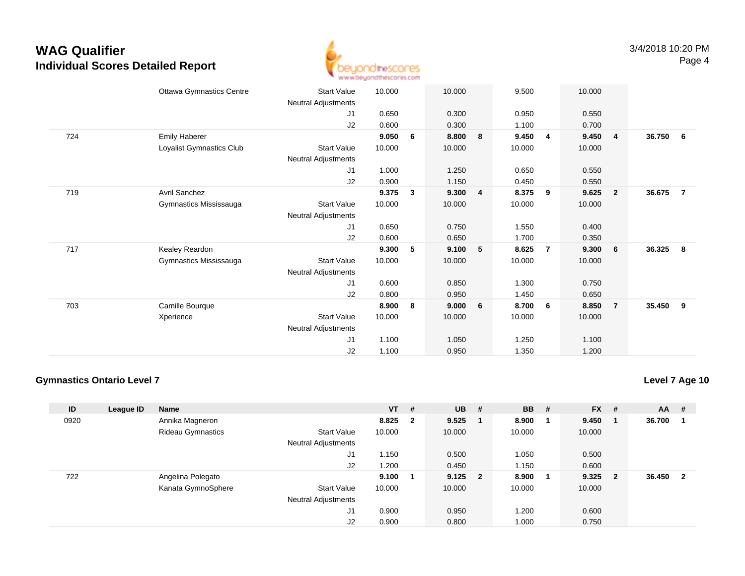# WAG Qualifier

## Individual Scores Detailed Report

| ID | League ID | Name | | VT | # | UB | # | BB | # | FX | # | AA | # |
|---|---|---|---|---|---|---|---|---|---|---|---|---|---|
| | | Ottawa Gymnastics Centre | Start Value | 10.000 | | 10.000 | | 9.500 | | 10.000 | | | |
| | | | Neutral Adjustments | | | | | | | | | | |
| | | | J1 | 0.650 | | 0.300 | | 0.950 | | 0.550 | | | |
| | | | J2 | 0.600 | | 0.300 | | 1.100 | | 0.700 | | | |
| 724 | | Emily Haberer | | **9.050** | **6** | **8.800** | **8** | **9.450** | **4** | **9.450** | **4** | **36.750** | **6** |
| | | Loyalist Gymnastics Club | Start Value | 10.000 | | 10.000 | | 10.000 | | 10.000 | | | |
| | | | Neutral Adjustments | | | | | | | | | | |
| | | | J1 | 1.000 | | 1.250 | | 0.650 | | 0.550 | | | |
| | | | J2 | 0.900 | | 1.150 | | 0.450 | | 0.550 | | | |
| 719 | | Avril Sanchez | | **9.375** | **3** | **9.300** | **4** | **8.375** | **9** | **9.625** | **2** | **36.675** | **7** |
| | | Gymnastics Mississauga | Start Value | 10.000 | | 10.000 | | 10.000 | | 10.000 | | | |
| | | | Neutral Adjustments | | | | | | | | | | |
| | | | J1 | 0.650 | | 0.750 | | 1.550 | | 0.400 | | | |
| | | | J2 | 0.600 | | 0.650 | | 1.700 | | 0.350 | | | |
| 717 | | Kealey Reardon | | **9.300** | **5** | **9.100** | **5** | **8.625** | **7** | **9.300** | **6** | **36.325** | **8** |
| | | Gymnastics Mississauga | Start Value | 10.000 | | 10.000 | | 10.000 | | 10.000 | | | |
| | | | Neutral Adjustments | | | | | | | | | | |
| | | | J1 | 0.600 | | 0.850 | | 1.300 | | 0.750 | | | |
| | | | J2 | 0.800 | | 0.950 | | 1.450 | | 0.650 | | | |
| 703 | | Camille Bourque | | **8.900** | **8** | **9.000** | **6** | **8.700** | **6** | **8.850** | **7** | **35.450** | **9** |
| | | Xperience | Start Value | 10.000 | | 10.000 | | 10.000 | | 10.000 | | | |
| | | | Neutral Adjustments | | | | | | | | | | |
| | | | J1 | 1.100 | | 1.050 | | 1.250 | | 1.100 | | | |
| | | | J2 | 1.100 | | 0.950 | | 1.350 | | 1.200 | | | |

### Gymnastics Ontario Level 7

**Level 7 Age 10**

| ID | League ID | Name | | VT | # | UB | # | BB | # | FX | # | AA | # |
|---|---|---|---|---|---|---|---|---|---|---|---|---|---|
| 0920 | | Annika Magneron | | **8.825** | **2** | **9.525** | **1** | **8.900** | **1** | **9.450** | **1** | **36.700** | **1** |
| | | Rideau Gymnastics | Start Value | 10.000 | | 10.000 | | 10.000 | | 10.000 | | | |
| | | | Neutral Adjustments | | | | | | | | | | |
| | | | J1 | 1.150 | | 0.500 | | 1.050 | | 0.500 | | | |
| | | | J2 | 1.200 | | 0.450 | | 1.150 | | 0.600 | | | |
| 722 | | Angelina Polegato | | **9.100** | **1** | **9.125** | **2** | **8.900** | **1** | **9.325** | **2** | **36.450** | **2** |
| | | Kanata GymnoSphere | Start Value | 10.000 | | 10.000 | | 10.000 | | 10.000 | | | |
| | | | Neutral Adjustments | | | | | | | | | | |
| | | | J1 | 0.900 | | 0.950 | | 1.200 | | 0.600 | | | |
| | | | J2 | 0.900 | | 0.800 | | 1.000 | | 0.750 | | | |